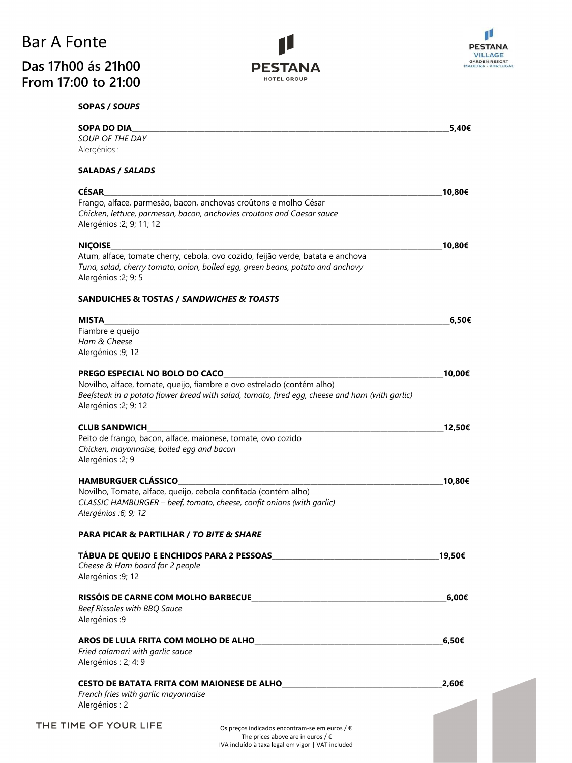# Bar A Fonte

## Das 17h00 ás 21h00
## From 17:00 to 21:00

PESTANA HOTEL GROUP

PESTANA VILLAGE GARDEN RESORT MADEIRA • PORTUGAL

### SOPAS / *SOUPS*

**SOPA DO DIA** — **5,40€**
*SOUP OF THE DAY*
Alergénios :

### SALADAS / *SALADS*

**CÉSAR** — **10,80€**
Frango, alface, parmesão, bacon, anchovas croûtons e molho César
*Chicken, lettuce, parmesan, bacon, anchovies croutons and Caesar sauce*
Alergénios :2; 9; 11; 12

**NIÇOISE** — **10,80€**
Atum, alface, tomate cherry, cebola, ovo cozido, feijão verde, batata e anchova
*Tuna, salad, cherry tomato, onion, boiled egg, green beans, potato and anchovy*
Alergénios :2; 9; 5

### SANDUICHES & TOSTAS / *SANDWICHES & TOASTS*

**MISTA** — **6,50€**
Fiambre e queijo
*Ham & Cheese*
Alergénios :9; 12

**PREGO ESPECIAL NO BOLO DO CACO** — **10,00€**
Novilho, alface, tomate, queijo, fiambre e ovo estrelado (contém alho)
*Beefsteak in a potato flower bread with salad, tomato, fired egg, cheese and ham (with garlic)*
Alergénios :2; 9; 12

**CLUB SANDWICH** — **12,50€**
Peito de frango, bacon, alface, maionese, tomate, ovo cozido
*Chicken, mayonnaise, boiled egg and bacon*
Alergénios :2; 9

**HAMBURGUER CLÁSSICO** — **10,80€**
Novilho, Tomate, alface, queijo, cebola confitada (contém alho)
*CLASSIC HAMBURGER – beef, tomato, cheese, confit onions (with garlic)*
*Alergénios :6; 9; 12*

### PARA PICAR & PARTILHAR / *TO BITE & SHARE*

**TÁBUA DE QUEIJO E ENCHIDOS PARA 2 PESSOAS** — **19,50€**
*Cheese & Ham board for 2 people*
Alergénios :9; 12

**RISSÓIS DE CARNE COM MOLHO BARBECUE** — **6,00€**
*Beef Rissoles with BBQ Sauce*
Alergénios :9

**AROS DE LULA FRITA COM MOLHO DE ALHO** — **6,50€**
*Fried calamari with garlic sauce*
Alergénios : 2; 4: 9

**CESTO DE BATATA FRITA COM MAIONESE DE ALHO** — **2,60€**
*French fries with garlic mayonnaise*
Alergénios : 2

THE TIME OF YOUR LIFE

Os preços indicados encontram-se em euros / €
The prices above are in euros / €
IVA incluído à taxa legal em vigor | VAT included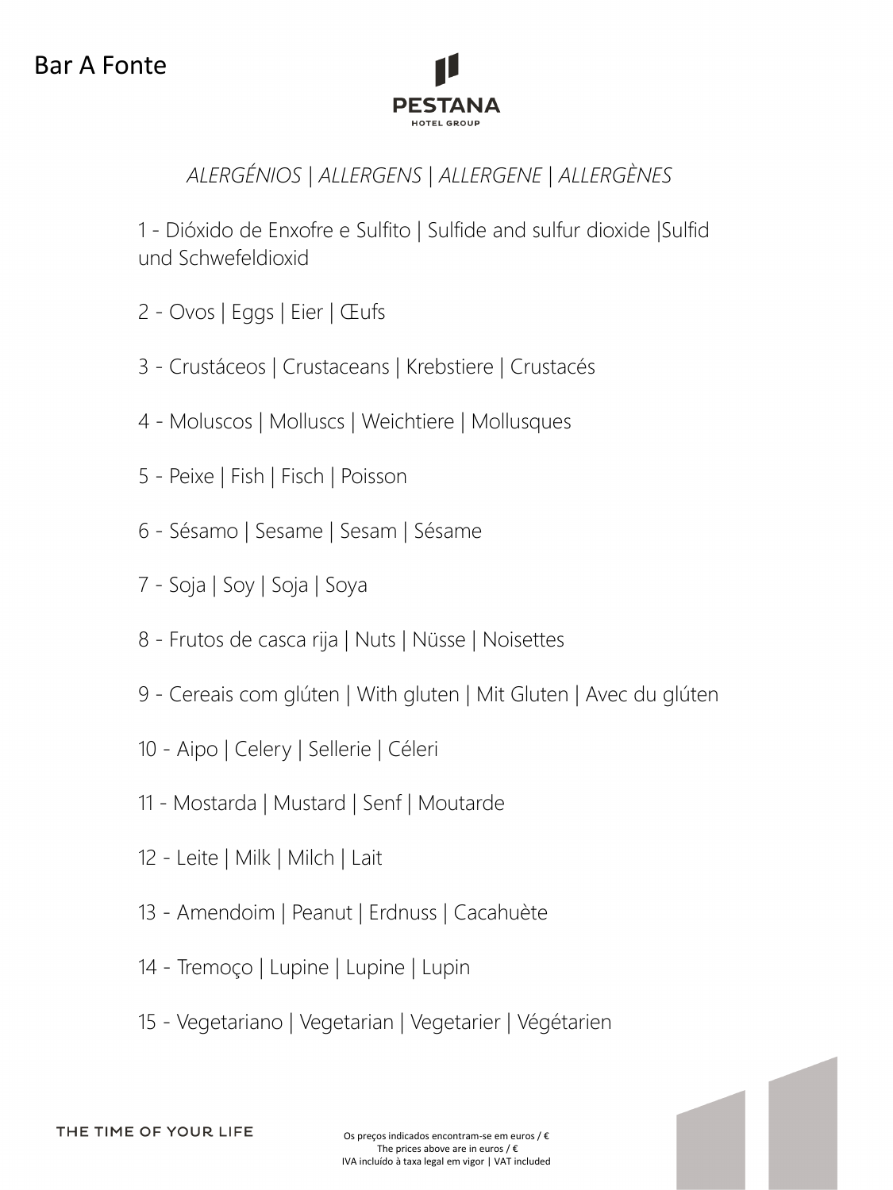Bar A Fonte

PESTANA
HOTEL GROUP

*ALERGÉNIOS | ALLERGENS | ALLERGENE | ALLERGÈNES*

1 - Dióxido de Enxofre e Sulfito | Sulfide and sulfur dioxide |Sulfid und Schwefeldioxid

2 - Ovos | Eggs | Eier | Œufs

3 - Crustáceos | Crustaceans | Krebstiere | Crustacés

4 - Moluscos | Molluscs | Weichtiere | Mollusques

5 - Peixe | Fish | Fisch | Poisson

6 - Sésamo | Sesame | Sesam | Sésame

7 - Soja | Soy | Soja | Soya

8 - Frutos de casca rija | Nuts | Nüsse | Noisettes

9 - Cereais com glúten | With gluten | Mit Gluten | Avec du glúten

10 - Aipo | Celery | Sellerie | Céleri

11 - Mostarda | Mustard | Senf | Moutarde

12 - Leite | Milk | Milch | Lait

13 - Amendoim | Peanut | Erdnuss | Cacahuète

14 - Tremoço | Lupine | Lupine | Lupin

15 - Vegetariano | Vegetarian | Vegetarier | Végétarien

THE TIME OF YOUR LIFE

Os preços indicados encontram-se em euros / €
The prices above are in euros / €
IVA incluído à taxa legal em vigor | VAT included